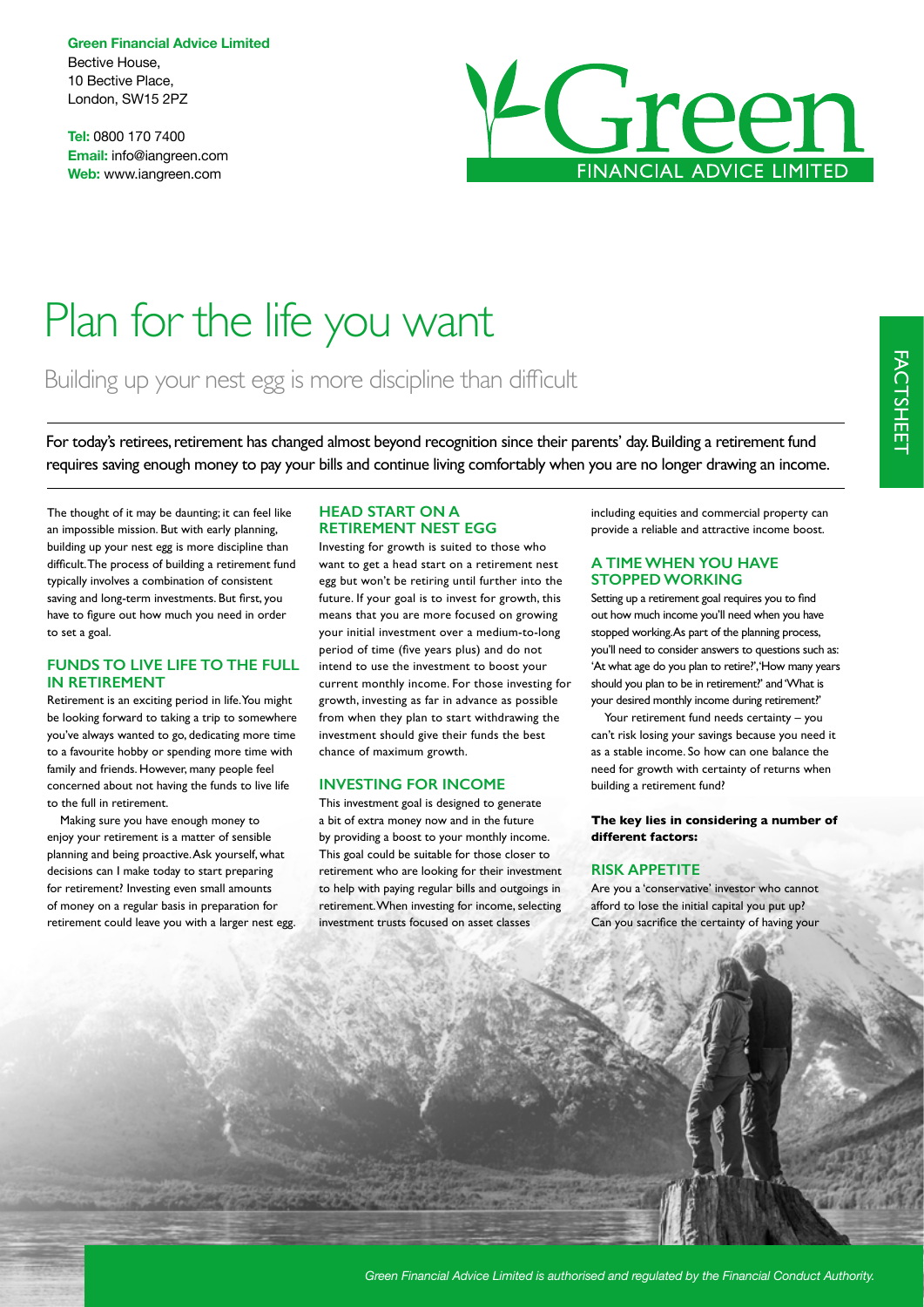**Green Financial Advice Limited**
Bective House,
10 Bective Place,
London, SW15 2PZ

**Tel:** 0800 170 7400
**Email:** info@iangreen.com
**Web:** www.iangreen.com

FACTSHEET

# Plan for the life you want

## Building up your nest egg is more discipline than difficult

For today's retirees, retirement has changed almost beyond recognition since their parents' day. Building a retirement fund requires saving enough money to pay your bills and continue living comfortably when you are no longer drawing an income.

The thought of it may be daunting; it can feel like an impossible mission. But with early planning, building up your nest egg is more discipline than difficult. The process of building a retirement fund typically involves a combination of consistent saving and long-term investments. But first, you have to figure out how much you need in order to set a goal.

### FUNDS TO LIVE LIFE TO THE FULL IN RETIREMENT

Retirement is an exciting period in life. You might be looking forward to taking a trip to somewhere you've always wanted to go, dedicating more time to a favourite hobby or spending more time with family and friends. However, many people feel concerned about not having the funds to live life to the full in retirement.

Making sure you have enough money to enjoy your retirement is a matter of sensible planning and being proactive. Ask yourself, what decisions can I make today to start preparing for retirement? Investing even small amounts of money on a regular basis in preparation for retirement could leave you with a larger nest egg.

### HEAD START ON A RETIREMENT NEST EGG

Investing for growth is suited to those who want to get a head start on a retirement nest egg but won't be retiring until further into the future. If your goal is to invest for growth, this means that you are more focused on growing your initial investment over a medium-to-long period of time (five years plus) and do not intend to use the investment to boost your current monthly income. For those investing for growth, investing as far in advance as possible from when they plan to start withdrawing the investment should give their funds the best chance of maximum growth.

### INVESTING FOR INCOME

This investment goal is designed to generate a bit of extra money now and in the future by providing a boost to your monthly income. This goal could be suitable for those closer to retirement who are looking for their investment to help with paying regular bills and outgoings in retirement. When investing for income, selecting investment trusts focused on asset classes including equities and commercial property can provide a reliable and attractive income boost.

### A TIME WHEN YOU HAVE STOPPED WORKING

Setting up a retirement goal requires you to find out how much income you'll need when you have stopped working. As part of the planning process, you'll need to consider answers to questions such as: 'At what age do you plan to retire?', 'How many years should you plan to be in retirement?' and 'What is your desired monthly income during retirement?'

Your retirement fund needs certainty – you can't risk losing your savings because you need it as a stable income. So how can one balance the need for growth with certainty of returns when building a retirement fund?

**The key lies in considering a number of different factors:**

### RISK APPETITE

Are you a 'conservative' investor who cannot afford to lose the initial capital you put up? Can you sacrifice the certainty of having your

*Green Financial Advice Limited is authorised and regulated by the Financial Conduct Authority.*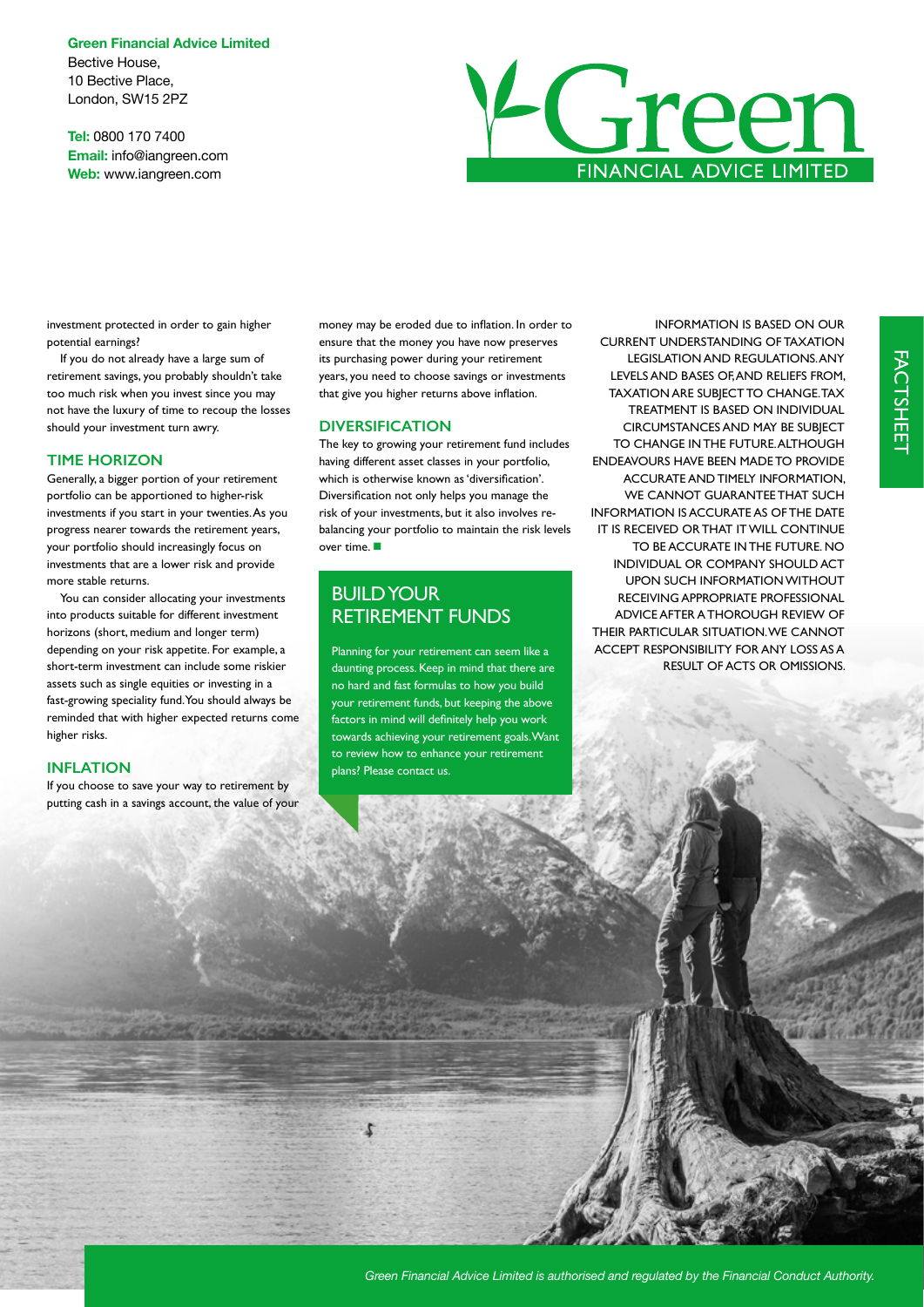**Green Financial Advice Limited**
Bective House,
10 Bective Place,
London, SW15 2PZ

**Tel:** 0800 170 7400
**Email:** info@iangreen.com
**Web:** www.iangreen.com

Green FINANCIAL ADVICE LIMITED

FACTSHEET

investment protected in order to gain higher potential earnings?

If you do not already have a large sum of retirement savings, you probably shouldn't take too much risk when you invest since you may not have the luxury of time to recoup the losses should your investment turn awry.

## TIME HORIZON

Generally, a bigger portion of your retirement portfolio can be apportioned to higher-risk investments if you start in your twenties. As you progress nearer towards the retirement years, your portfolio should increasingly focus on investments that are a lower risk and provide more stable returns.

You can consider allocating your investments into products suitable for different investment horizons (short, medium and longer term) depending on your risk appetite. For example, a short-term investment can include some riskier assets such as single equities or investing in a fast-growing speciality fund. You should always be reminded that with higher expected returns come higher risks.

## INFLATION

If you choose to save your way to retirement by putting cash in a savings account, the value of your money may be eroded due to inflation. In order to ensure that the money you have now preserves its purchasing power during your retirement years, you need to choose savings or investments that give you higher returns above inflation.

## DIVERSIFICATION

The key to growing your retirement fund includes having different asset classes in your portfolio, which is otherwise known as 'diversification'. Diversification not only helps you manage the risk of your investments, but it also involves re-balancing your portfolio to maintain the risk levels over time. ■

## BUILD YOUR RETIREMENT FUNDS

Planning for your retirement can seem like a daunting process. Keep in mind that there are no hard and fast formulas to how you build your retirement funds, but keeping the above factors in mind will definitely help you work towards achieving your retirement goals. Want to review how to enhance your retirement plans? Please contact us.

INFORMATION IS BASED ON OUR CURRENT UNDERSTANDING OF TAXATION LEGISLATION AND REGULATIONS. ANY LEVELS AND BASES OF, AND RELIEFS FROM, TAXATION ARE SUBJECT TO CHANGE. TAX TREATMENT IS BASED ON INDIVIDUAL CIRCUMSTANCES AND MAY BE SUBJECT TO CHANGE IN THE FUTURE. ALTHOUGH ENDEAVOURS HAVE BEEN MADE TO PROVIDE ACCURATE AND TIMELY INFORMATION, WE CANNOT GUARANTEE THAT SUCH INFORMATION IS ACCURATE AS OF THE DATE IT IS RECEIVED OR THAT IT WILL CONTINUE TO BE ACCURATE IN THE FUTURE. NO INDIVIDUAL OR COMPANY SHOULD ACT UPON SUCH INFORMATION WITHOUT RECEIVING APPROPRIATE PROFESSIONAL ADVICE AFTER A THOROUGH REVIEW OF THEIR PARTICULAR SITUATION. WE CANNOT ACCEPT RESPONSIBILITY FOR ANY LOSS AS A RESULT OF ACTS OR OMISSIONS.

*Green Financial Advice Limited is authorised and regulated by the Financial Conduct Authority.*